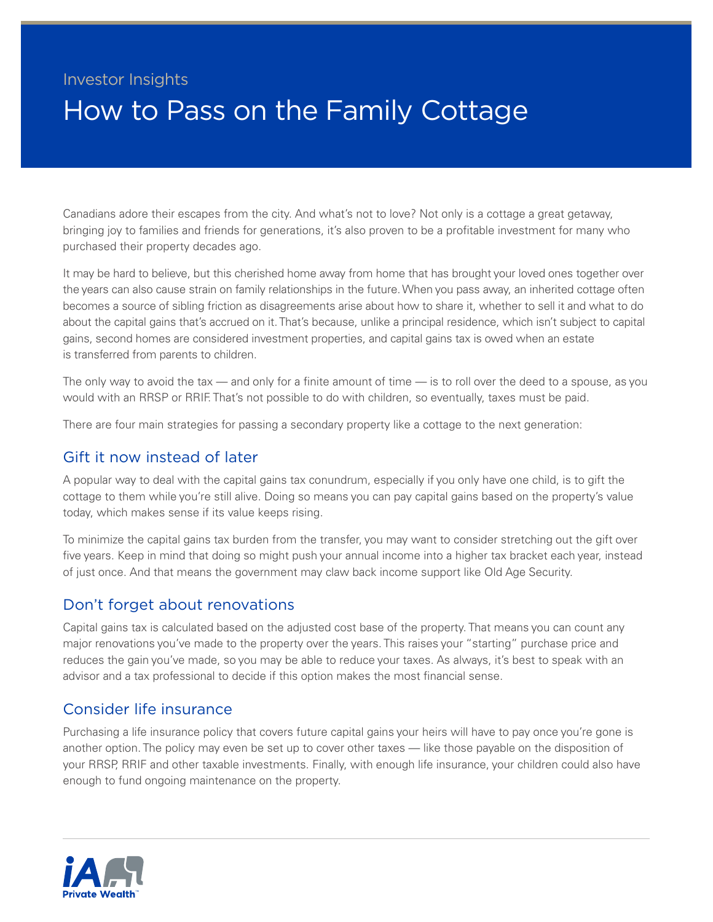Investor Insights

# How to Pass on the Family Cottage

Canadians adore their escapes from the city. And what's not to love? Not only is a cottage a great getaway, bringing joy to families and friends for generations, it's also proven to be a profitable investment for many who purchased their property decades ago.

It may be hard to believe, but this cherished home away from home that has brought your loved ones together over the years can also cause strain on family relationships in the future. When you pass away, an inherited cottage often becomes a source of sibling friction as disagreements arise about how to share it, whether to sell it and what to do about the capital gains that's accrued on it. That's because, unlike a principal residence, which isn't subject to capital gains, second homes are considered investment properties, and capital gains tax is owed when an estate is transferred from parents to children.

The only way to avoid the tax — and only for a finite amount of time — is to roll over the deed to a spouse, as you would with an RRSP or RRIF. That's not possible to do with children, so eventually, taxes must be paid.

There are four main strategies for passing a secondary property like a cottage to the next generation:

## Gift it now instead of later

A popular way to deal with the capital gains tax conundrum, especially if you only have one child, is to gift the cottage to them while you're still alive. Doing so means you can pay capital gains based on the property's value today, which makes sense if its value keeps rising.

To minimize the capital gains tax burden from the transfer, you may want to consider stretching out the gift over five years. Keep in mind that doing so might push your annual income into a higher tax bracket each year, instead of just once. And that means the government may claw back income support like Old Age Security.

## Don't forget about renovations

Capital gains tax is calculated based on the adjusted cost base of the property. That means you can count any major renovations you've made to the property over the years. This raises your "starting" purchase price and reduces the gain you've made, so you may be able to reduce your taxes. As always, it's best to speak with an advisor and a tax professional to decide if this option makes the most financial sense.

## Consider life insurance

Purchasing a life insurance policy that covers future capital gains your heirs will have to pay once you're gone is another option. The policy may even be set up to cover other taxes — like those payable on the disposition of your RRSP, RRIF and other taxable investments. Finally, with enough life insurance, your children could also have enough to fund ongoing maintenance on the property.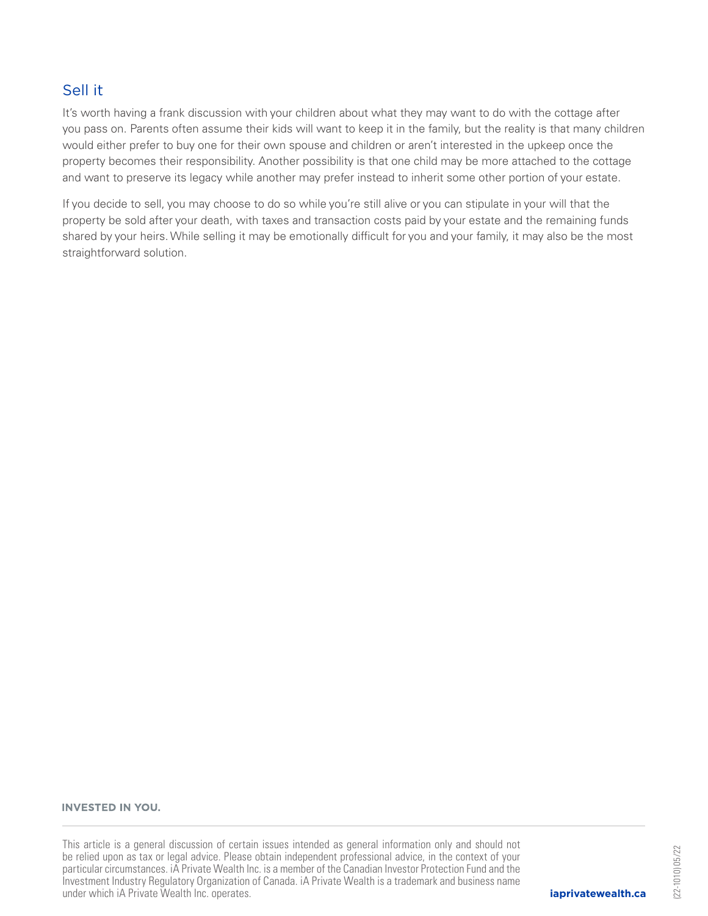## Sell it

It's worth having a frank discussion with your children about what they may want to do with the cottage after you pass on. Parents often assume their kids will want to keep it in the family, but the reality is that many children would either prefer to buy one for their own spouse and children or aren't interested in the upkeep once the property becomes their responsibility. Another possibility is that one child may be more attached to the cottage and want to preserve its legacy while another may prefer instead to inherit some other portion of your estate.

If you decide to sell, you may choose to do so while you're still alive or you can stipulate in your will that the property be sold after your death, with taxes and transaction costs paid by your estate and the remaining funds shared by your heirs. While selling it may be emotionally difficult for you and your family, it may also be the most straightforward solution.

**INVESTED IN YOU.**

This article is a general discussion of certain issues intended as general information only and should not be relied upon as tax or legal advice. Please obtain independent professional advice, in the context of your particular circumstances. iA Private Wealth Inc. is a member of the Canadian Investor Protection Fund and the Investment Industry Regulatory Organization of Canada. iA Private Wealth is a trademark and business name under which iA Private Wealth Inc. operates.

**iaprivatewealth.ca**

(22-1010) 05/22